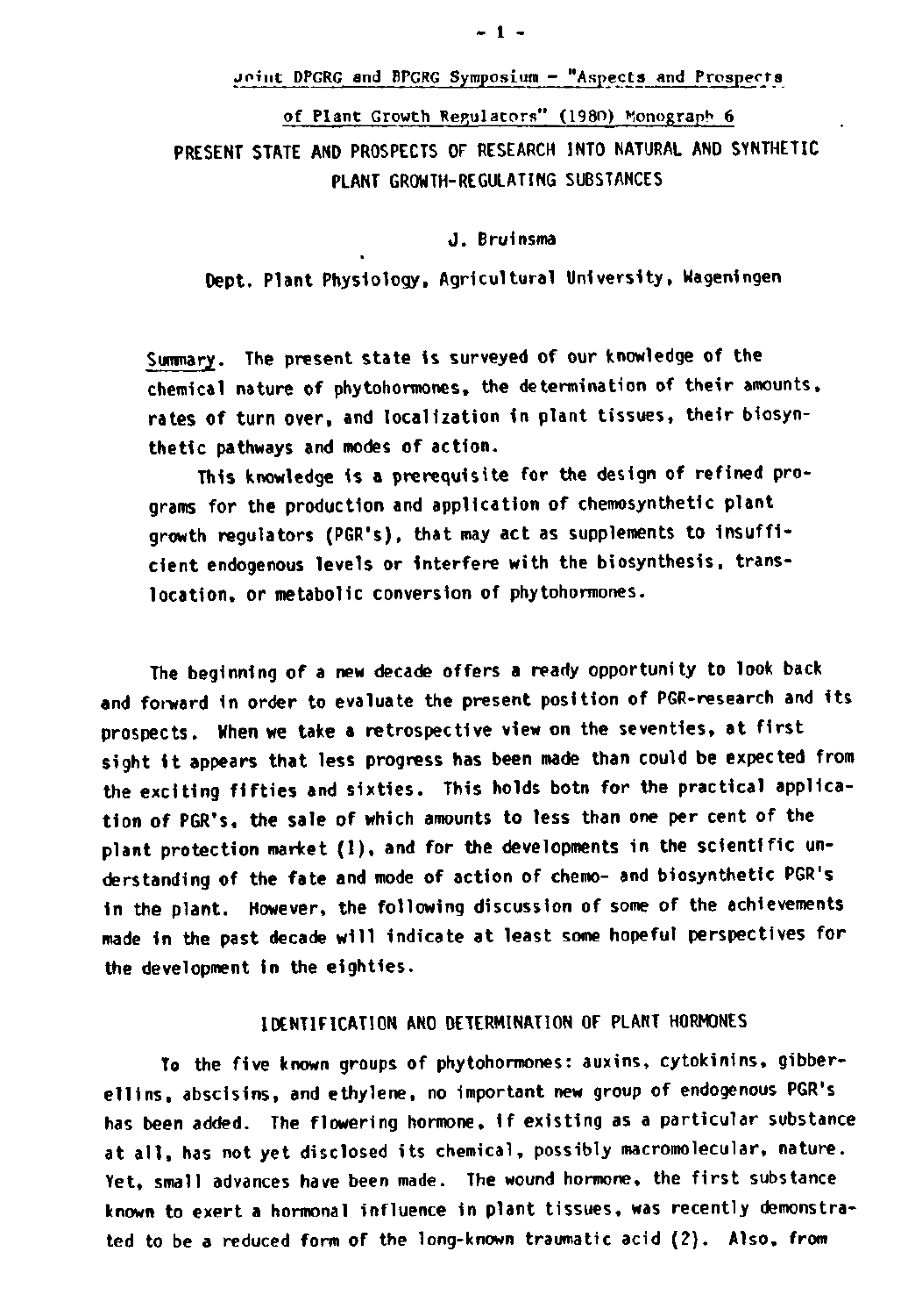Joint DPGRG and BPGRG Symposium - "Aspects and Prospects of Plant Growth Regulators" (1980) Monograph 6

# PRESENT STATE AND PROSPECTS OF RESEARCH INTO NATURAL AND SYNTHETIC PLANT GROWTH-REGULATING SUBSTANCES

J. Bruinsma

Dept. Plant Physiology, Agricultural University, Wageningen

Summary. The present state is surveyed of our knowledge of the chemical nature of phytohormones, the determination of their amounts, rates of turn over, and localization in plant tissues, their biosynthetic pathways and modes of action.

This knowledge is a prerequisite for the design of refined programs for the production and application of chemosynthetic plant growth regulators (PGR's), that may act as supplements to insufficient endogenous levels or interfere with the biosynthesis, translocation, or metabolic conversion of phytohormones.

The beginning of a new decade offers a ready opportunity to look back and forward in order to evaluate the present position of PGR-research and its prospects. When we take a retrospective view on the seventies, at first sight it appears that less progress has been made than could be expected from the exciting fifties and sixties. This holds botn for the practical application of PGR's, the sale of which amounts to less than one per cent of the plant protection market (1), and for the developments in the scientific understanding of the fate and mode of action of chemo- and biosynthetic PGR's in the plant. However, the following discussion of some of the achievements made in the past decade will indicate at least some hopeful perspectives for the development in the eighties.

## IDENTIFICATION AND DETERMINATION OF PLANT HORMONES

To the five known groups of phytohormones: auxins, cytokinins, gibberellins, abscisins, and ethylene, no important new group of endogenous PGR's has been added. The flowering hormone, if existing as a particular substance at all, has not yet disclosed its chemical, possibly macromolecular, nature. Yet, small advances have been made. The wound hormone, the first substance known to exert a hormonal influence in plant tissues, was recently demonstrated to be a reduced form of the long-known traumatic acid (2). Also, from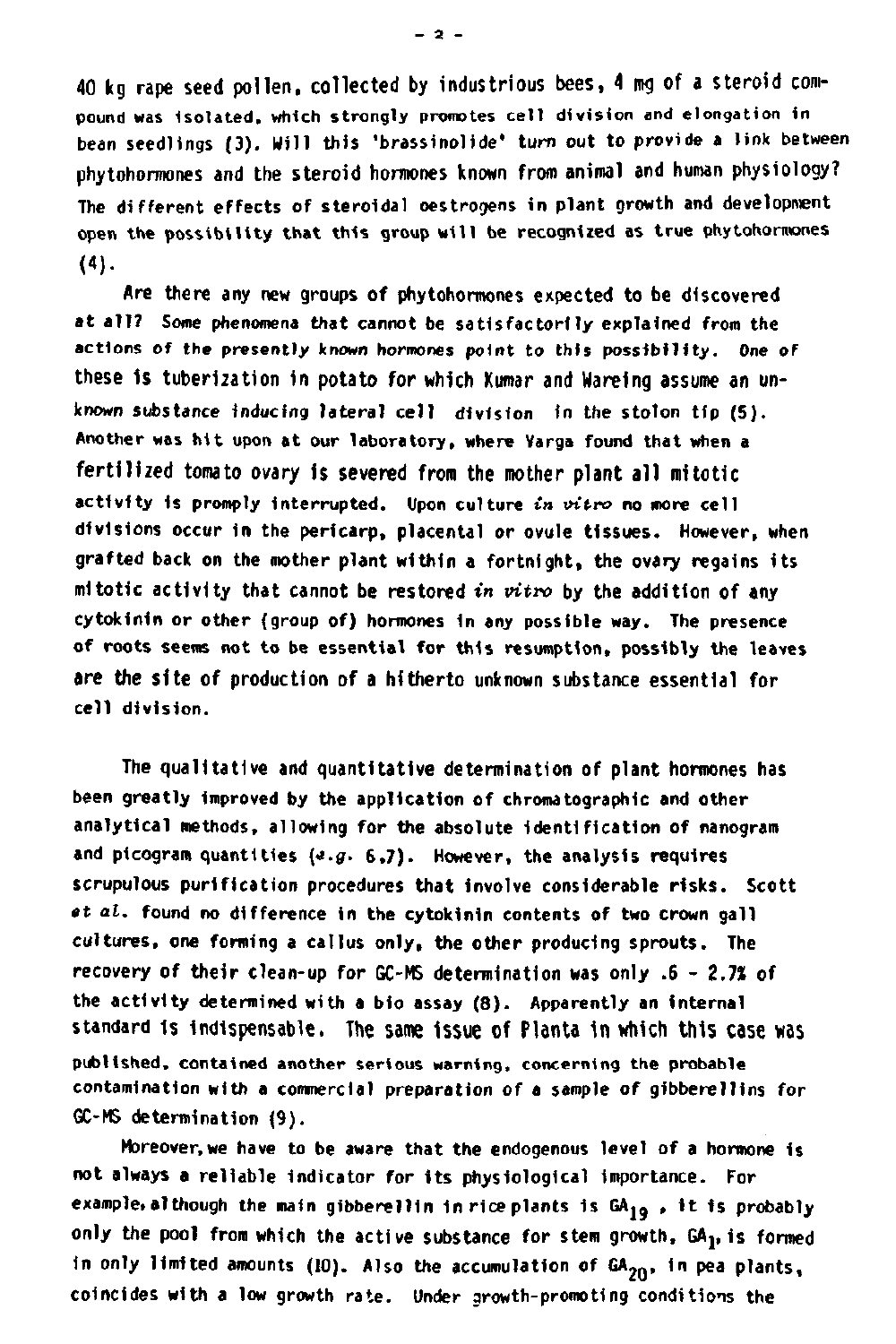40 kg rape seed pollen, collected by industrious bees, 4 mg of a steroid compound was isolated, which strongly promotes cell division and elongation in bean seedlings (3). Will this 'brassinolide' turn out to provide a link between phytohormones and the steroid hormones known from animal and human physiology? The different effects of steroidal oestrogens in plant growth and development open the possibility that this group will be recognized as true phytohormones (4).

Are there any new groups of phytohormones expected to be discovered at all? Some phenomena that cannot be satisfactorily explained from the actions of the presently known hormones point to this possibility. One of these is tuberization in potato for which Kumar and Wareing assume an unknown substance inducing lateral cell division in the stolon tip (5). Another was hit upon at our laboratory, where Varga found that when a fertilized tomato ovary is severed from the mother plant all mitotic activity is promply interrupted. Upon culture *in vitro* no more cell divisions occur in the pericarp, placental or ovule tissues. However, when grafted back on the mother plant within a fortnight, the ovary regains its mitotic activity that cannot be restored *in vitro* by the addition of any cytokinin or other (group of) hormones in any possible way. The presence of roots seems not to be essential for this resumption, possibly the leaves are the site of production of a hitherto unknown substance essential for cell division.

The qualitative and quantitative determination of plant hormones has been greatly improved by the application of chromatographic and other analytical methods, allowing for the absolute identification of nanogram and picogram quantities (*e.g.* 6,7). However, the analysis requires scrupulous purification procedures that involve considerable risks. Scott *et al.* found no difference in the cytokinin contents of two crown gall cultures, one forming a callus only, the other producing sprouts. The recovery of their clean-up for GC-MS determination was only .6 - 2.7% of the activity determined with a bio assay (8). Apparently an internal standard is indispensable. The same issue of Planta in which this case was published, contained another serious warning, concerning the probable contamination with a commercial preparation of a sample of gibberellins for GC-MS determination (9).

Moreover, we have to be aware that the endogenous level of a hormone is not always a reliable indicator for its physiological importance. For example, although the main gibberellin in rice plants is $GA_{19}$, it is probably only the pool from which the active substance for stem growth, $GA_1$, is formed in only limited amounts (10). Also the accumulation of $GA_{20}$, in pea plants, coincides with a low growth rate. Under growth-promoting conditions the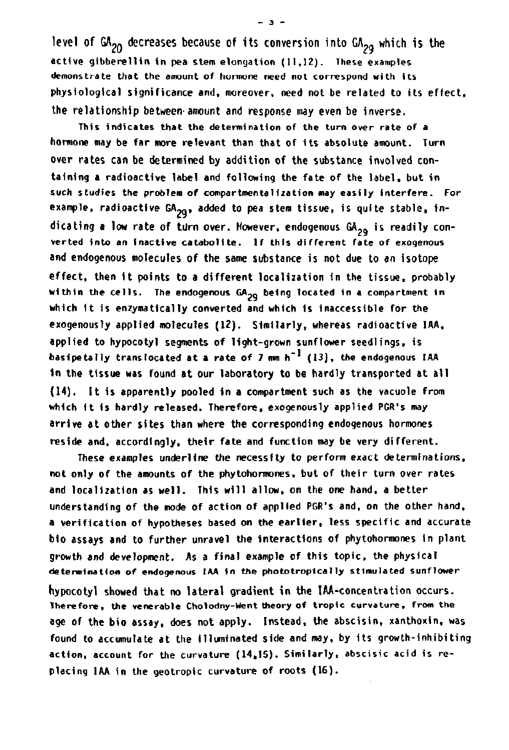level of $GA_{20}$ decreases because of its conversion into $GA_{29}$ which is the active gibberellin in pea stem elongation (11,12). These examples demonstrate that the amount of hormone need not correspond with its physiological significance and, moreover, need not be related to its effect, the relationship between amount and response may even be inverse.

This indicates that the determination of the turn over rate of a hormone may be far more relevant than that of its absolute amount. Turn over rates can be determined by addition of the substance involved containing a radioactive label and following the fate of the label, but in such studies the problem of compartmentalization may easily interfere. For example, radioactive $GA_{29}$, added to pea stem tissue, is quite stable, indicating a low rate of turn over. However, endogenous $GA_{29}$ is readily converted into an inactive catabolite. If this different fate of exogenous and endogenous molecules of the same substance is not due to an isotope effect, then it points to a different localization in the tissue, probably within the cells. The endogenous $GA_{29}$ being located in a compartment in which it is enzymatically converted and which is inaccessible for the exogenously applied molecules (12). Similarly, whereas radioactive IAA, applied to hypocotyl segments of light-grown sunflower seedlings, is basipetally translocated at a rate of 7 mm $h^{-1}$ (13), the endogenous IAA in the tissue was found at our laboratory to be hardly transported at all (14). It is apparently pooled in a compartment such as the vacuole from which it is hardly released. Therefore, exogenously applied PGR's may arrive at other sites than where the corresponding endogenous hormones reside and, accordingly, their fate and function may be very different.

These examples underline the necessity to perform exact determinations, not only of the amounts of the phytohormones, but of their turn over rates and localization as well. This will allow, on the one hand, a better understanding of the mode of action of applied PGR's and, on the other hand, a verification of hypotheses based on the earlier, less specific and accurate bio assays and to further unravel the interactions of phytohormones in plant growth and development. As a final example of this topic, the physical determination of endogenous IAA in the phototropically stimulated sunflower hypocotyl showed that no lateral gradient in the IAA-concentration occurs. Therefore, the venerable Cholodny-Went theory of tropic curvature, from the age of the bio assay, does not apply. Instead, the abscisin, xanthoxin, was found to accumulate at the illuminated side and may, by its growth-inhibiting action, account for the curvature (14,15). Similarly, abscisic acid is replacing IAA in the geotropic curvature of roots (16).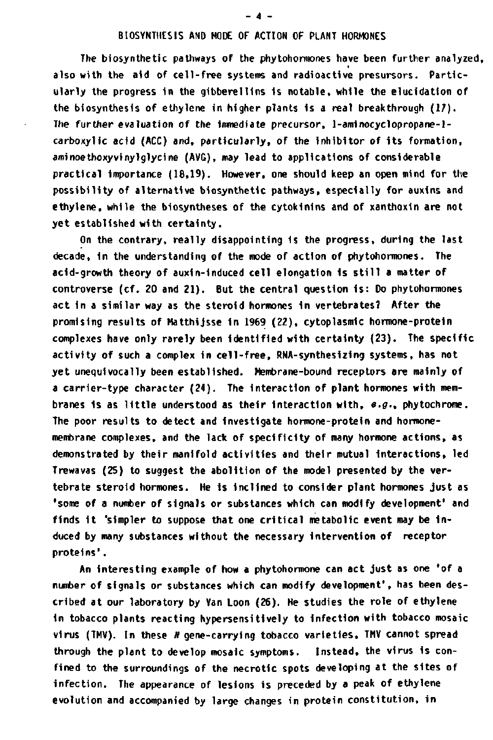## BIOSYNTHESIS AND MODE OF ACTION OF PLANT HORMONES

The biosynthetic pathways of the phytohormones have been further analyzed, also with the aid of cell-free systems and radioactive presursors. Particularly the progress in the gibberellins is notable, while the elucidation of the biosynthesis of ethylene in higher plants is a real breakthrough (17). The further evaluation of the immediate precursor, 1-aminocyclopropane-1-carboxylic acid (ACC) and, particularly, of the inhibitor of its formation, aminoethoxyvinylglycine (AVG), may lead to applications of considerable practical importance (18,19). However, one should keep an open mind for the possibility of alternative biosynthetic pathways, especially for auxins and ethylene, while the biosyntheses of the cytokinins and of xanthoxin are not yet established with certainty.

On the contrary, really disappointing is the progress, during the last decade, in the understanding of the mode of action of phytohormones. The acid-growth theory of auxin-induced cell elongation is still a matter of controverse (cf. 20 and 21). But the central question is: Do phytohormones act in a similar way as the steroid hormones in vertebrates? After the promising results of Matthijsse in 1969 (22), cytoplasmic hormone-protein complexes have only rarely been identified with certainty (23). The specific activity of such a complex in cell-free, RNA-synthesizing systems, has not yet unequivocally been established. Membrane-bound receptors are mainly of a carrier-type character (24). The interaction of plant hormones with membranes is as little understood as their interaction with, *e.g.*, phytochrome. The poor results to detect and investigate hormone-protein and hormone-membrane complexes, and the lack of specificity of many hormone actions, as demonstrated by their manifold activities and their mutual interactions, led Trewavas (25) to suggest the abolition of the model presented by the vertebrate steroid hormones. He is inclined to consider plant hormones just as 'some of a number of signals or substances which can modify development' and finds it 'simpler to suppose that one critical metabolic event may be induced by many substances without the necessary intervention of receptor proteins'.

An interesting example of how a phytohormone can act just as one 'of a number of signals or substances which can modify development', has been described at our laboratory by Van Loon (26). He studies the role of ethylene in tobacco plants reacting hypersensitively to infection with tobacco mosaic virus (TMV). In these *N* gene-carrying tobacco varieties, TMV cannot spread through the plant to develop mosaic symptoms. Instead, the virus is confined to the surroundings of the necrotic spots developing at the sites of infection. The appearance of lesions is preceded by a peak of ethylene evolution and accompanied by large changes in protein constitution, in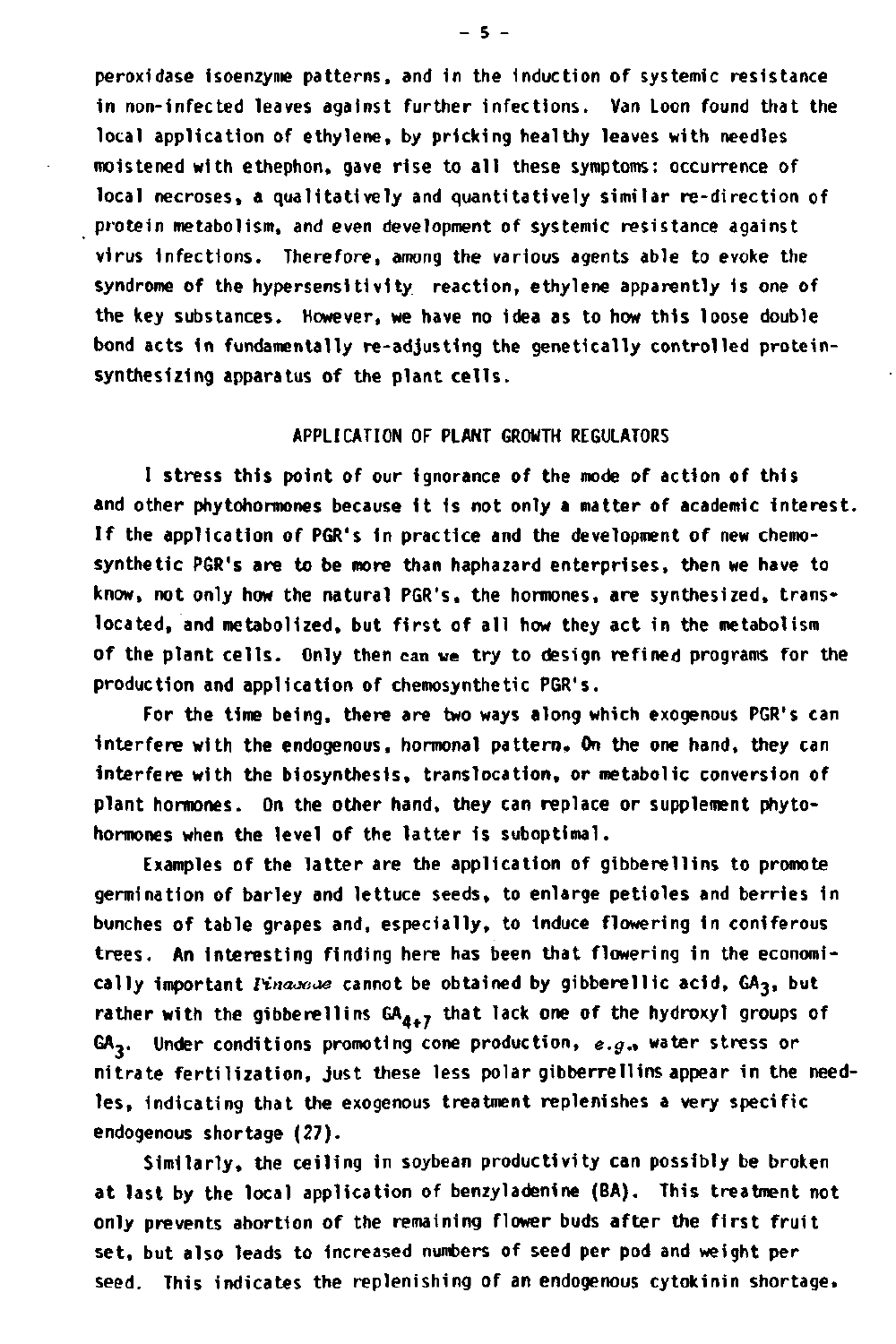peroxidase isoenzyme patterns, and in the induction of systemic resistance in non-infected leaves against further infections. Van Loon found that the local application of ethylene, by pricking healthy leaves with needles moistened with ethephon, gave rise to all these symptoms: occurrence of local necroses, a qualitatively and quantitatively similar re-direction of protein metabolism, and even development of systemic resistance against virus infections. Therefore, among the various agents able to evoke the syndrome of the hypersensitivity reaction, ethylene apparently is one of the key substances. However, we have no idea as to how this loose double bond acts in fundamentally re-adjusting the genetically controlled protein-synthesizing apparatus of the plant cells.

## APPLICATION OF PLANT GROWTH REGULATORS

I stress this point of our ignorance of the mode of action of this and other phytohormones because it is not only a matter of academic interest. If the application of PGR's in practice and the development of new chemosynthetic PGR's are to be more than haphazard enterprises, then we have to know, not only how the natural PGR's, the hormones, are synthesized, translocated, and metabolized, but first of all how they act in the metabolism of the plant cells. Only then can we try to design refined programs for the production and application of chemosynthetic PGR's.

For the time being, there are two ways along which exogenous PGR's can interfere with the endogenous, hormonal pattern. On the one hand, they can interfere with the biosynthesis, translocation, or metabolic conversion of plant hormones. On the other hand, they can replace or supplement phytohormones when the level of the latter is suboptimal.

Examples of the latter are the application of gibberellins to promote germination of barley and lettuce seeds, to enlarge petioles and berries in bunches of table grapes and, especially, to induce flowering in coniferous trees. An interesting finding here has been that flowering in the economically important *Pinaceae* cannot be obtained by gibberellic acid, $GA_3$, but rather with the gibberellins $GA_{4+7}$ that lack one of the hydroxyl groups of $GA_3$. Under conditions promoting cone production, *e.g.*, water stress or nitrate fertilization, just these less polar gibberrellins appear in the needles, indicating that the exogenous treatment replenishes a very specific endogenous shortage (27).

Similarly, the ceiling in soybean productivity can possibly be broken at last by the local application of benzyladenine (BA). This treatment not only prevents abortion of the remaining flower buds after the first fruit set, but also leads to increased numbers of seed per pod and weight per seed. This indicates the replenishing of an endogenous cytokinin shortage.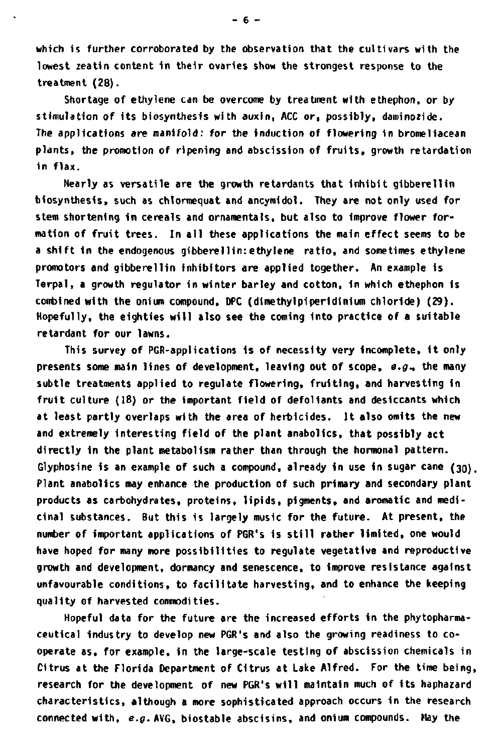which is further corroborated by the observation that the cultivars with the lowest zeatin content in their ovaries show the strongest response to the treatment (28).

Shortage of ethylene can be overcome by treatment with ethephon, or by stimulation of its biosynthesis with auxin, ACC or, possibly, daminozide. The applications are manifold: for the induction of flowering in bromeliacean plants, the promotion of ripening and abscission of fruits, growth retardation in flax.

Nearly as versatile are the growth retardants that inhibit gibberellin biosynthesis, such as chlormequat and ancymidol. They are not only used for stem shortening in cereals and ornamentals, but also to improve flower formation of fruit trees. In all these applications the main effect seems to be a shift in the endogenous gibberellin:ethylene ratio, and sometimes ethylene promotors and gibberellin inhibitors are applied together. An example is Terpal, a growth regulator in winter barley and cotton, in which ethephon is combined with the onium compound, DPC (dimethylpiperidinium chloride) (29). Hopefully, the eighties will also see the coming into practice of a suitable retardant for our lawns.

This survey of PGR-applications is of necessity very incomplete, it only presents some main lines of development, leaving out of scope, *e.g.*, the many subtle treatments applied to regulate flowering, fruiting, and harvesting in fruit culture (18) or the important field of defoliants and desiccants which at least partly overlaps with the area of herbicides. It also omits the new and extremely interesting field of the plant anabolics, that possibly act directly in the plant metabolism rather than through the hormonal pattern. Glyphosine is an example of such a compound, already in use in sugar cane (30). Plant anabolics may enhance the production of such primary and secondary plant products as carbohydrates, proteins, lipids, pigments, and aromatic and medicinal substances. But this is largely music for the future. At present, the number of important applications of PGR's is still rather limited, one would have hoped for many more possibilities to regulate vegetative and reproductive growth and development, dormancy and senescence, to improve resistance against unfavourable conditions, to facilitate harvesting, and to enhance the keeping quality of harvested commodities.

Hopeful data for the future are the increased efforts in the phytopharmaceutical industry to develop new PGR's and also the growing readiness to co-operate as, for example, in the large-scale testing of abscission chemicals in Citrus at the Florida Department of Citrus at Lake Alfred. For the time being, research for the development of new PGR's will maintain much of its haphazard characteristics, although a more sophisticated approach occurs in the research connected with, *e.g.* AVG, biostable abscisins, and onium compounds. May the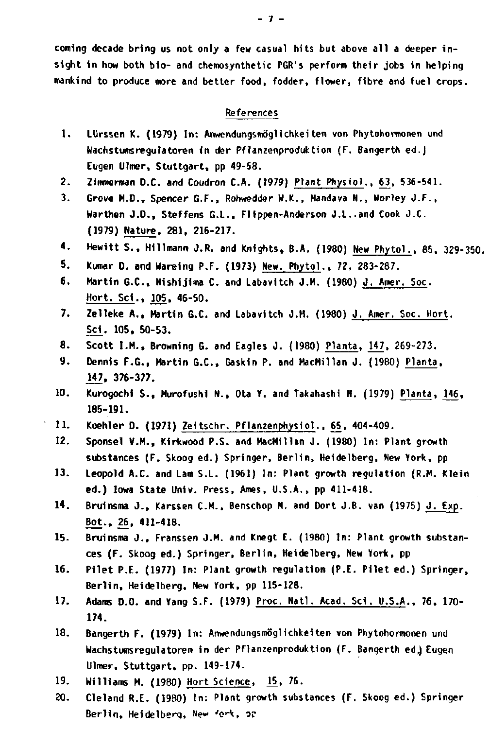coming decade bring us not only a few casual hits but above all a deeper insight in how both bio- and chemosynthetic PGR's perform their jobs in helping mankind to produce more and better food, fodder, flower, fibre and fuel crops.

## References

1. Lürssen K. (1979) In: Anwendungsmöglichkeiten von Phytohormonen und Wachstumsregulatoren in der Pflanzenproduktion (F. Bangerth ed.) Eugen Ulmer, Stuttgart, pp 49-58.
2. Zimmerman D.C. and Coudron C.A. (1979) Plant Physiol., 63, 536-541.
3. Grove M.D., Spencer G.F., Rohwedder W.K., Mandava N., Worley J.F., Warthen J.D., Steffens G.L., Flippen-Anderson J.L..and Cook J.C. (1979) Nature, 281, 216-217.
4. Hewitt S., Hillmann J.R. and Knights, B.A. (1980) New Phytol., 85, 329-350.
5. Kumar D. and Wareing P.F. (1973) New. Phytol., 72, 283-287.
6. Martin G.C., Nishijima C. and Labavitch J.M. (1980) J. Amer. Soc. Hort. Sci., 105, 46-50.
7. Zelleke A., Martin G.C. and Labavitch J.M. (1980) J. Amer. Soc. Hort. Sci. 105, 50-53.
8. Scott I.M., Browning G. and Eagles J. (1980) Planta, 147, 269-273.
9. Dennis F.G., Martin G.C., Gaskin P. and MacMillan J. (1980) Planta, 147, 376-377.
10. Kurogochi S., Murofushi N., Ota Y. and Takahashi N. (1979) Planta, 146, 185-191.
11. Koehler D. (1971) Zeitschr. Pflanzenphysiol., 65, 404-409.
12. Sponsel V.M., Kirkwood P.S. and MacMillan J. (1980) In: Plant growth substances (F. Skoog ed.) Springer, Berlin, Heidelberg, New York, pp
13. Leopold A.C. and Lam S.L. (1961) In: Plant growth regulation (R.M. Klein ed.) Iowa State Univ. Press, Ames, U.S.A., pp 411-418.
14. Bruinsma J., Karssen C.M., Benschop M. and Dort J.B. van (1975) J. Exp. Bot., 26, 411-418.
15. Bruinsma J., Franssen J.M. and Knegt E. (1980) In: Plant growth substances (F. Skoog ed.) Springer, Berlin, Heidelberg, New York, pp
16. Pilet P.E. (1977) In: Plant growth regulation (P.E. Pilet ed.) Springer, Berlin, Heidelberg, New York, pp 115-128.
17. Adams D.O. and Yang S.F. (1979) Proc. Natl. Acad. Sci. U.S.A., 76, 170-174.
18. Bangerth F. (1979) In: Anwendungsmöglichkeiten von Phytohormonen und Wachstumsregulatoren in der Pflanzenproduktion (F. Bangerth ed.) Eugen Ulmer, Stuttgart, pp. 149-174.
19. Williams M. (1980) Hort Science, 15, 76.
20. Cleland R.E. (1980) In: Plant growth substances (F. Skoog ed.) Springer Berlin, Heidelberg, New York, pp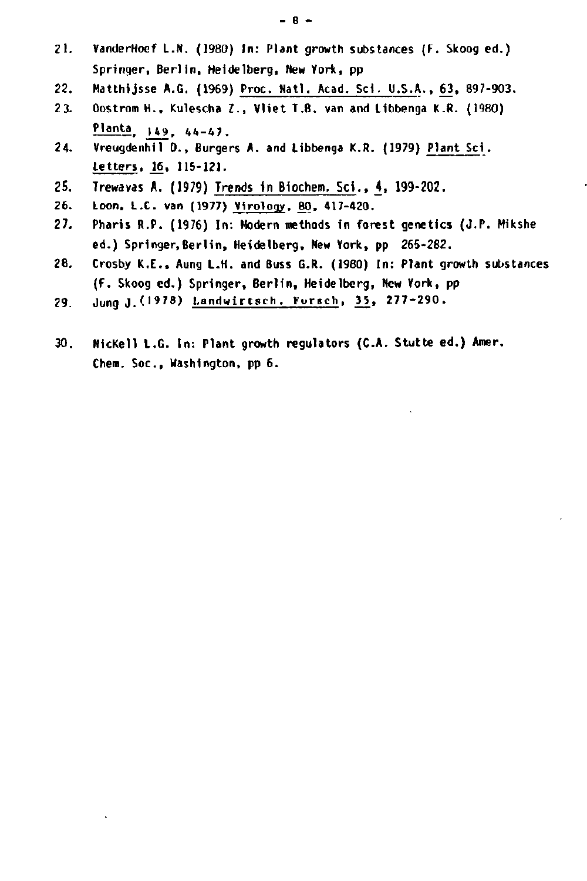21. VanderHoef L.N. (1980) In: Plant growth substances (F. Skoog ed.) Springer, Berlin, Heidelberg, New York, pp
22. Matthijsse A.G. (1969) Proc. Natl. Acad. Sci. U.S.A., 63, 897-903.
23. Oostrom H., Kulescha Z., Vliet T.B. van and Libbenga K.R. (1980) Planta, 149, 44-47.
24. Vreugdenhil D., Burgers A. and Libbenga K.R. (1979) Plant Sci. Letters, 16, 115-121.
25. Trewavas A. (1979) Trends in Biochem. Sci., 4, 199-202.
26. Loon, L.C. van (1977) Virology, 80, 417-420.
27. Pharis R.P. (1976) In: Modern methods in forest genetics (J.P. Mikshe ed.) Springer, Berlin, Heidelberg, New York, pp 265-282.
28. Crosby K.E., Aung L.H. and Buss G.R. (1980) In: Plant growth substances (F. Skoog ed.) Springer, Berlin, Heidelberg, New York, pp
29. Jung J. (1978) Landwirtsch. Forsch, 35, 277-290.
30. Nickell L.G. In: Plant growth regulators (C.A. Stutte ed.) Amer. Chem. Soc., Washington, pp 6.